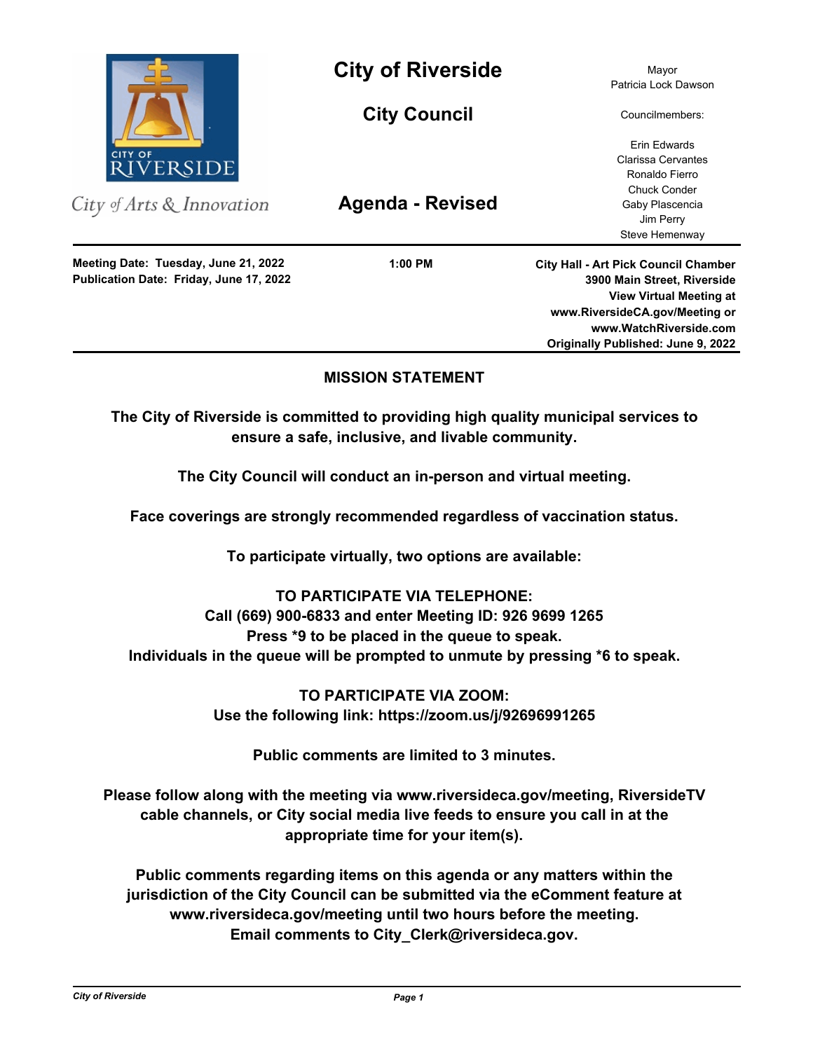# City of Riverside

## City Council

## Agenda - Revised

City of Arts & Innovation

Mayor
Patricia Lock Dawson

Councilmembers:

Erin Edwards
Clarissa Cervantes
Ronaldo Fierro
Chuck Conder
Gaby Plascencia
Jim Perry
Steve Hemenway

**Meeting Date: Tuesday, June 21, 2022**
**Publication Date: Friday, June 17, 2022**

**1:00 PM**

**City Hall - Art Pick Council Chamber**
**3900 Main Street, Riverside**
**View Virtual Meeting at**
**www.RiversideCA.gov/Meeting or**
**www.WatchRiverside.com**
**Originally Published: June 9, 2022**

---

**MISSION STATEMENT**

**The City of Riverside is committed to providing high quality municipal services to ensure a safe, inclusive, and livable community.**

**The City Council will conduct an in-person and virtual meeting.**

**Face coverings are strongly recommended regardless of vaccination status.**

**To participate virtually, two options are available:**

**TO PARTICIPATE VIA TELEPHONE:**
**Call (669) 900-6833 and enter Meeting ID: 926 9699 1265**
**Press *9 to be placed in the queue to speak.**
**Individuals in the queue will be prompted to unmute by pressing *6 to speak.**

**TO PARTICIPATE VIA ZOOM:**
**Use the following link: https://zoom.us/j/92696991265**

**Public comments are limited to 3 minutes.**

**Please follow along with the meeting via www.riversideca.gov/meeting, RiversideTV cable channels, or City social media live feeds to ensure you call in at the appropriate time for your item(s).**

**Public comments regarding items on this agenda or any matters within the jurisdiction of the City Council can be submitted via the eComment feature at www.riversideca.gov/meeting until two hours before the meeting.**
**Email comments to City_Clerk@riversideca.gov.**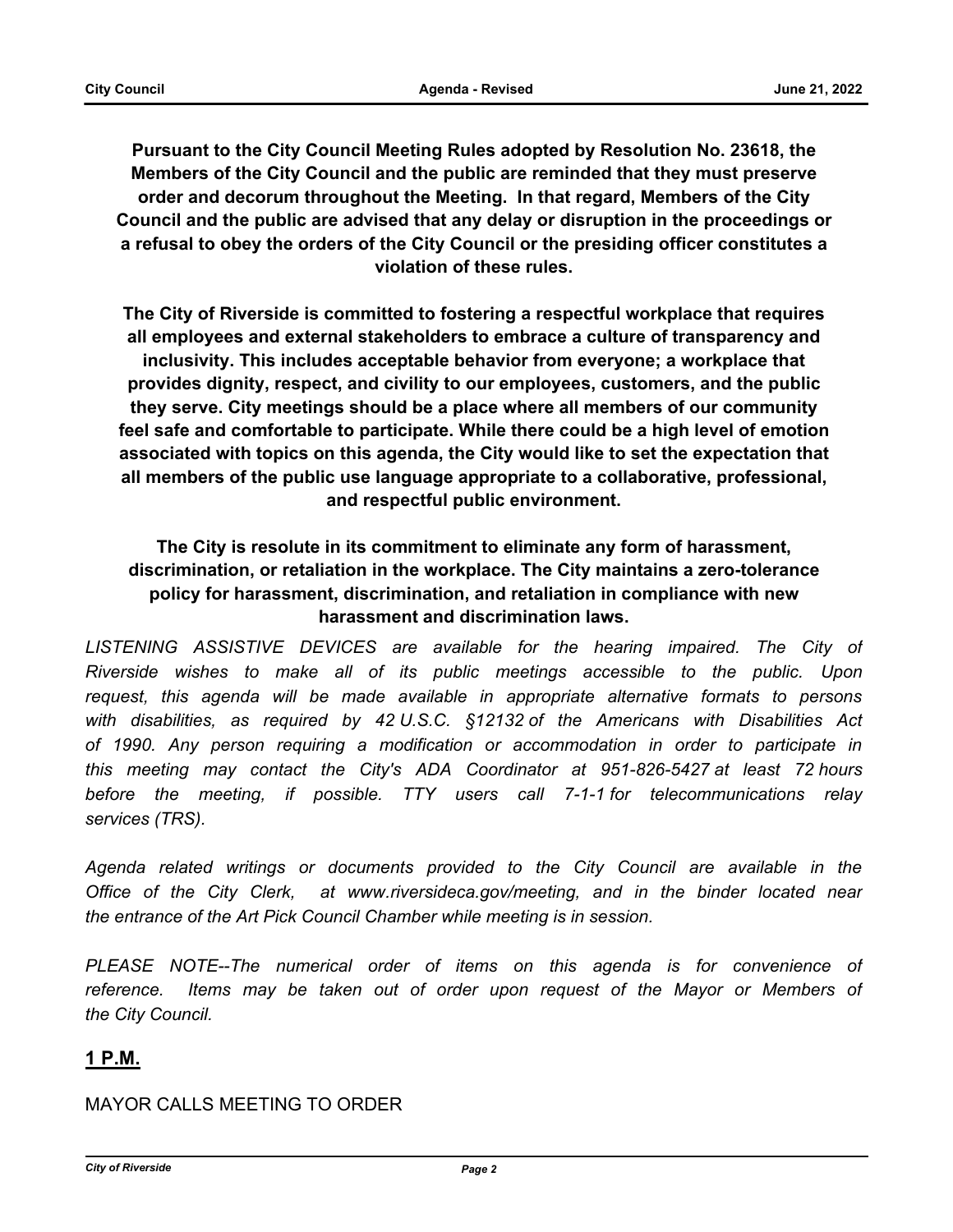**Pursuant to the City Council Meeting Rules adopted by Resolution No. 23618, the Members of the City Council and the public are reminded that they must preserve order and decorum throughout the Meeting. In that regard, Members of the City Council and the public are advised that any delay or disruption in the proceedings or a refusal to obey the orders of the City Council or the presiding officer constitutes a violation of these rules.**

**The City of Riverside is committed to fostering a respectful workplace that requires all employees and external stakeholders to embrace a culture of transparency and inclusivity. This includes acceptable behavior from everyone; a workplace that provides dignity, respect, and civility to our employees, customers, and the public they serve. City meetings should be a place where all members of our community feel safe and comfortable to participate. While there could be a high level of emotion associated with topics on this agenda, the City would like to set the expectation that all members of the public use language appropriate to a collaborative, professional, and respectful public environment.**

**The City is resolute in its commitment to eliminate any form of harassment, discrimination, or retaliation in the workplace. The City maintains a zero-tolerance policy for harassment, discrimination, and retaliation in compliance with new harassment and discrimination laws.**

*LISTENING ASSISTIVE DEVICES are available for the hearing impaired. The City of Riverside wishes to make all of its public meetings accessible to the public. Upon request, this agenda will be made available in appropriate alternative formats to persons with disabilities, as required by 42 U.S.C. §12132 of the Americans with Disabilities Act of 1990. Any person requiring a modification or accommodation in order to participate in this meeting may contact the City's ADA Coordinator at 951-826-5427 at least 72 hours before the meeting, if possible. TTY users call 7-1-1 for telecommunications relay services (TRS).*

*Agenda related writings or documents provided to the City Council are available in the Office of the City Clerk, at www.riversideca.gov/meeting, and in the binder located near the entrance of the Art Pick Council Chamber while meeting is in session.*

*PLEASE NOTE--The numerical order of items on this agenda is for convenience of reference. Items may be taken out of order upon request of the Mayor or Members of the City Council.*

## 1 P.M.

MAYOR CALLS MEETING TO ORDER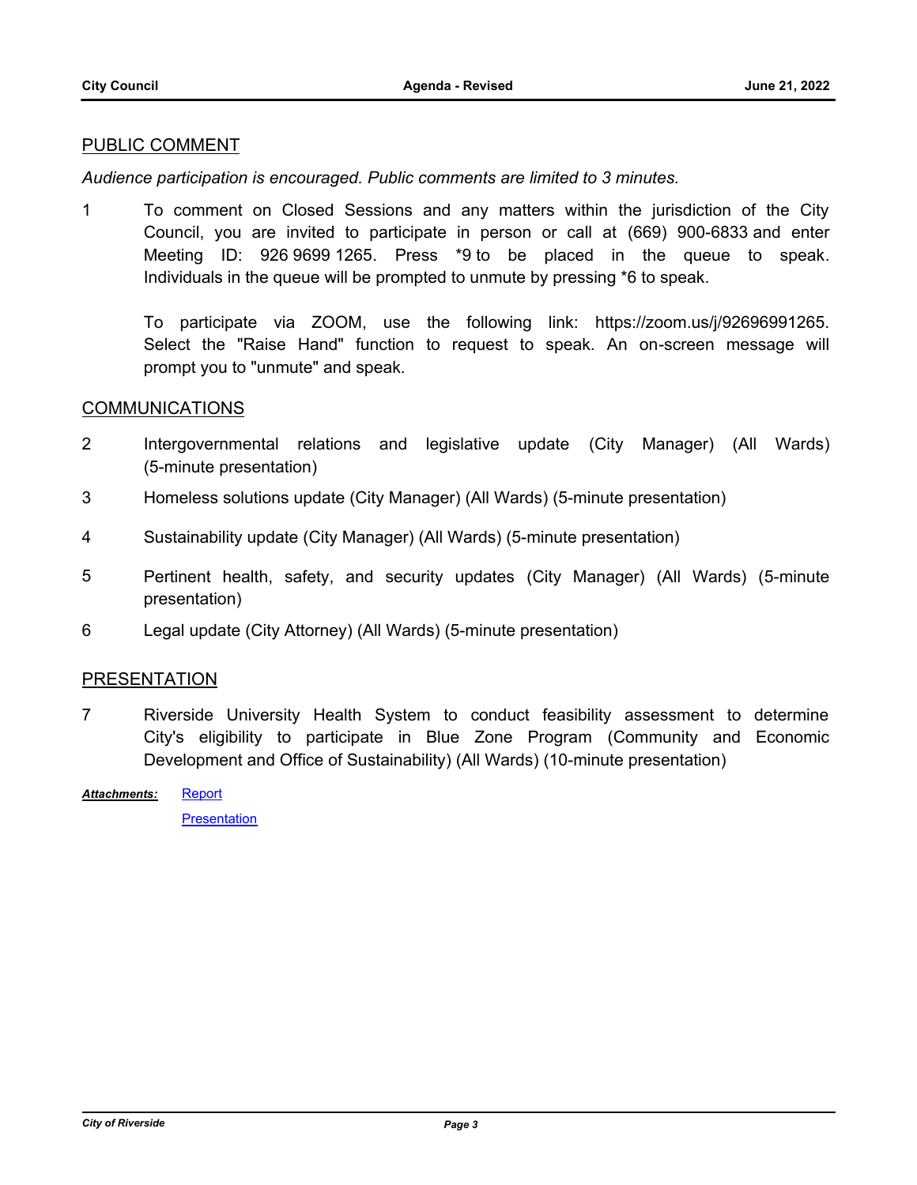## PUBLIC COMMENT

*Audience participation is encouraged. Public comments are limited to 3 minutes.*

1 To comment on Closed Sessions and any matters within the jurisdiction of the City Council, you are invited to participate in person or call at (669) 900-6833 and enter Meeting ID: 926 9699 1265. Press *9 to be placed in the queue to speak. Individuals in the queue will be prompted to unmute by pressing *6 to speak.

To participate via ZOOM, use the following link: https://zoom.us/j/92696991265. Select the "Raise Hand" function to request to speak. An on-screen message will prompt you to "unmute" and speak.

## COMMUNICATIONS

2 Intergovernmental relations and legislative update (City Manager) (All Wards) (5-minute presentation)

3 Homeless solutions update (City Manager) (All Wards) (5-minute presentation)

4 Sustainability update (City Manager) (All Wards) (5-minute presentation)

5 Pertinent health, safety, and security updates (City Manager) (All Wards) (5-minute presentation)

6 Legal update (City Attorney) (All Wards) (5-minute presentation)

## PRESENTATION

7 Riverside University Health System to conduct feasibility assessment to determine City's eligibility to participate in Blue Zone Program (Community and Economic Development and Office of Sustainability) (All Wards) (10-minute presentation)

***Attachments:*** Report

Presentation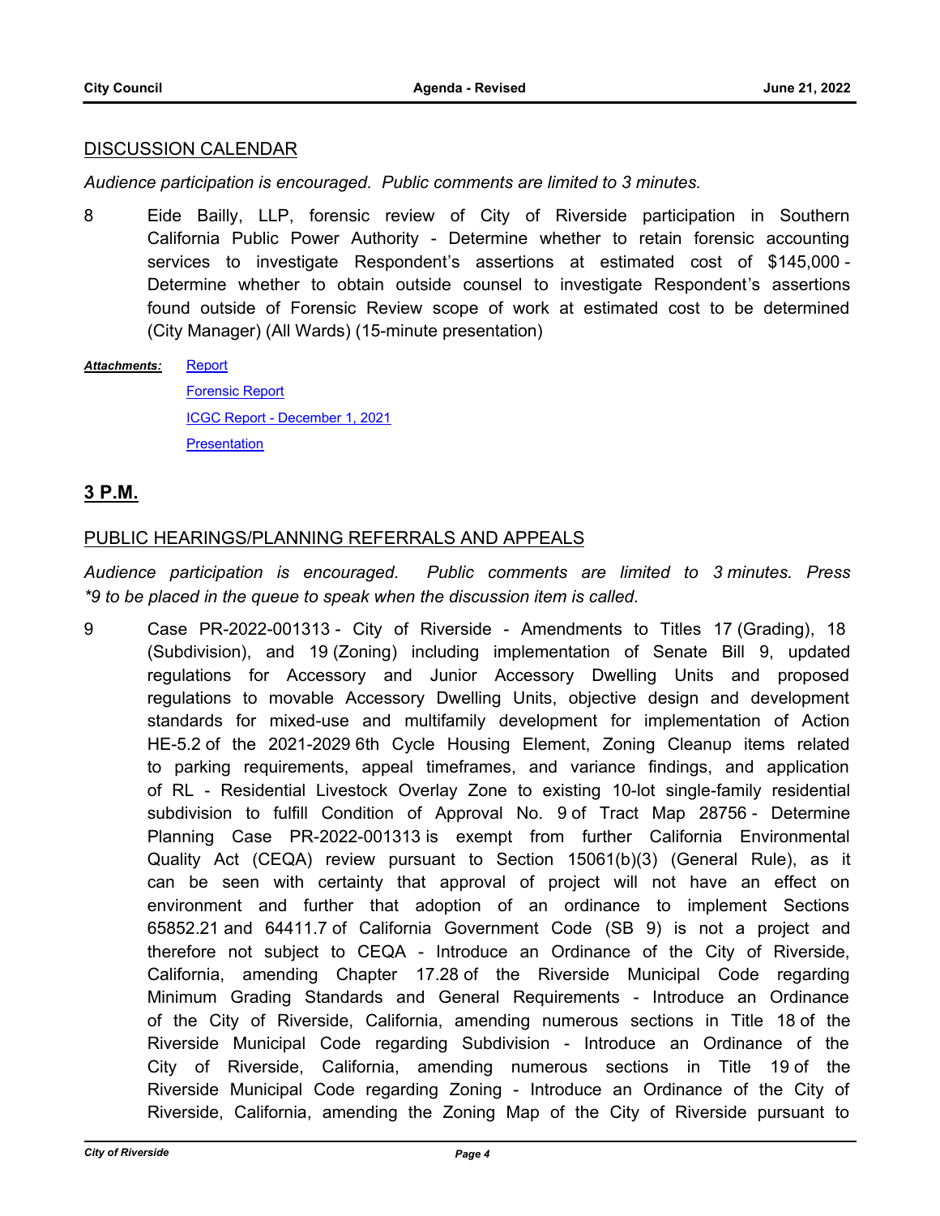DISCUSSION CALENDAR

*Audience participation is encouraged. Public comments are limited to 3 minutes.*

8 Eide Bailly, LLP, forensic review of City of Riverside participation in Southern California Public Power Authority - Determine whether to retain forensic accounting services to investigate Respondent's assertions at estimated cost of $145,000 - Determine whether to obtain outside counsel to investigate Respondent's assertions found outside of Forensic Review scope of work at estimated cost to be determined (City Manager) (All Wards) (15-minute presentation)

***Attachments:*** Report
Forensic Report
ICGC Report - December 1, 2021
Presentation

## 3 P.M.

PUBLIC HEARINGS/PLANNING REFERRALS AND APPEALS

*Audience participation is encouraged. Public comments are limited to 3 minutes. Press *9 to be placed in the queue to speak when the discussion item is called.*

9 Case PR-2022-001313 - City of Riverside - Amendments to Titles 17 (Grading), 18 (Subdivision), and 19 (Zoning) including implementation of Senate Bill 9, updated regulations for Accessory and Junior Accessory Dwelling Units and proposed regulations to movable Accessory Dwelling Units, objective design and development standards for mixed-use and multifamily development for implementation of Action HE-5.2 of the 2021-2029 6th Cycle Housing Element, Zoning Cleanup items related to parking requirements, appeal timeframes, and variance findings, and application of RL - Residential Livestock Overlay Zone to existing 10-lot single-family residential subdivision to fulfill Condition of Approval No. 9 of Tract Map 28756 - Determine Planning Case PR-2022-001313 is exempt from further California Environmental Quality Act (CEQA) review pursuant to Section 15061(b)(3) (General Rule), as it can be seen with certainty that approval of project will not have an effect on environment and further that adoption of an ordinance to implement Sections 65852.21 and 64411.7 of California Government Code (SB 9) is not a project and therefore not subject to CEQA - Introduce an Ordinance of the City of Riverside, California, amending Chapter 17.28 of the Riverside Municipal Code regarding Minimum Grading Standards and General Requirements - Introduce an Ordinance of the City of Riverside, California, amending numerous sections in Title 18 of the Riverside Municipal Code regarding Subdivision - Introduce an Ordinance of the City of Riverside, California, amending numerous sections in Title 19 of the Riverside Municipal Code regarding Zoning - Introduce an Ordinance of the City of Riverside, California, amending the Zoning Map of the City of Riverside pursuant to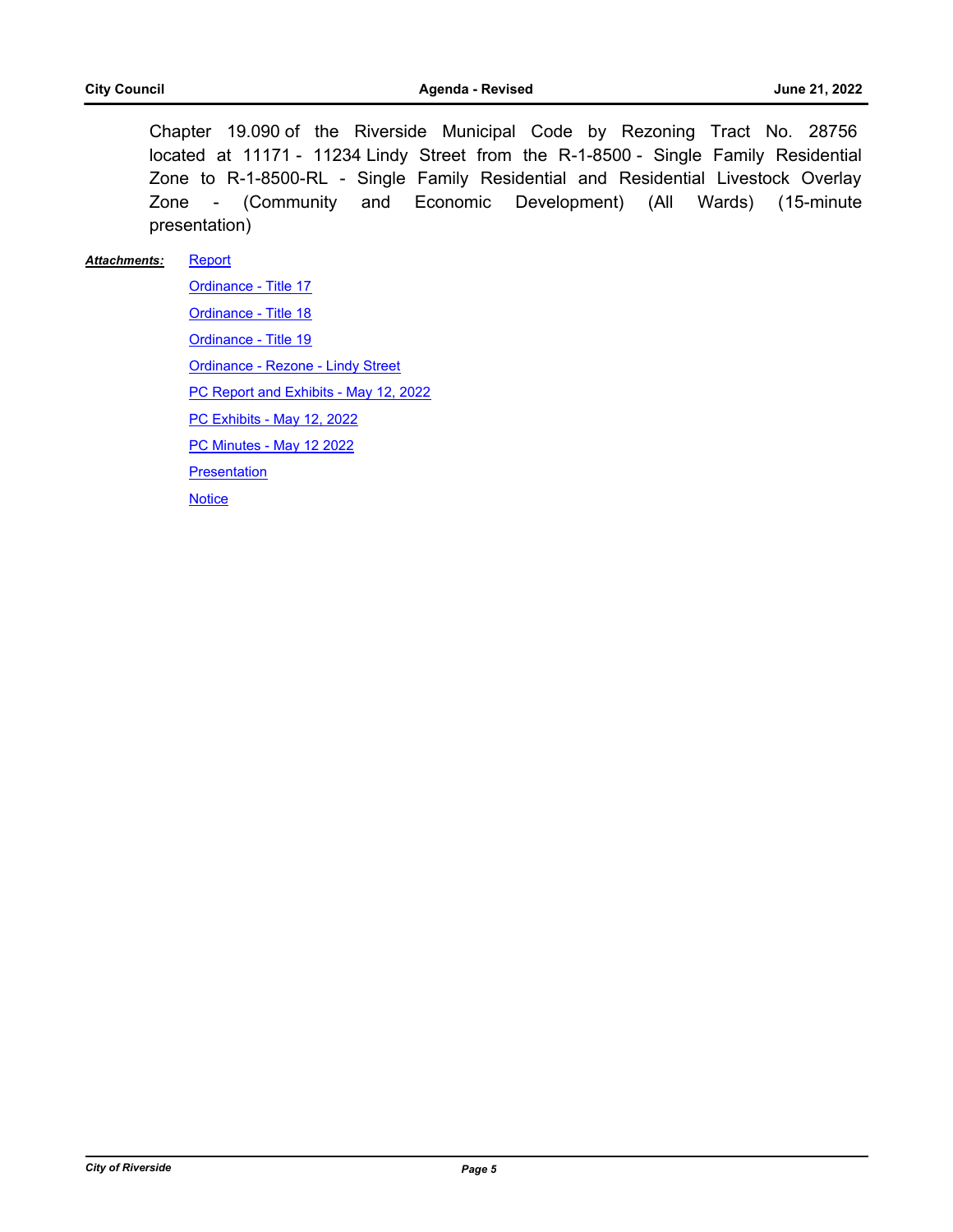Chapter 19.090 of the Riverside Municipal Code by Rezoning Tract No. 28756 located at 11171 - 11234 Lindy Street from the R-1-8500 - Single Family Residential Zone to R-1-8500-RL - Single Family Residential and Residential Livestock Overlay Zone - (Community and Economic Development) (All Wards) (15-minute presentation)

***Attachments:***

- Report
- Ordinance - Title 17
- Ordinance - Title 18
- Ordinance - Title 19
- Ordinance - Rezone - Lindy Street
- PC Report and Exhibits - May 12, 2022
- PC Exhibits - May 12, 2022
- PC Minutes - May 12 2022
- Presentation
- Notice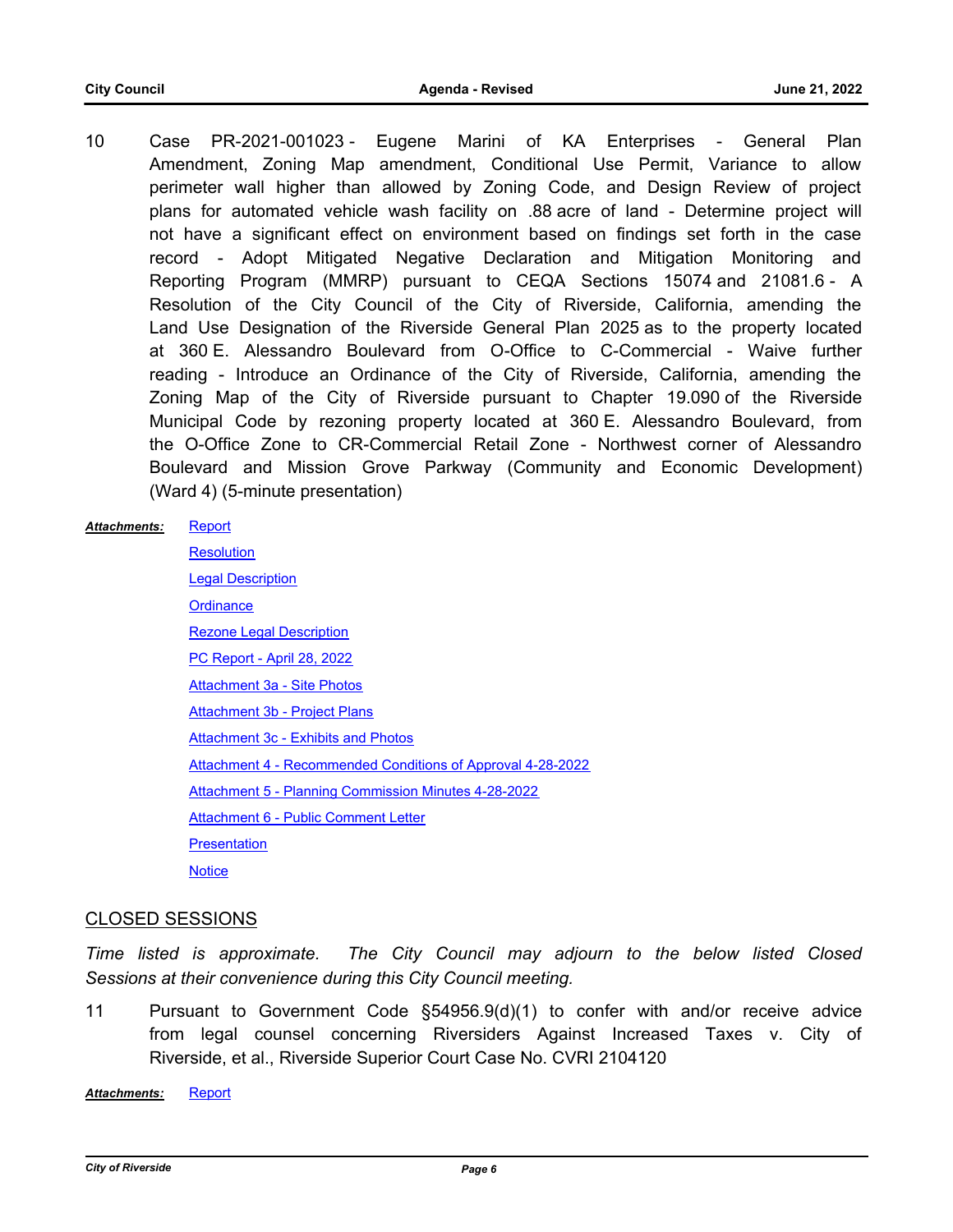10 Case PR-2021-001023 - Eugene Marini of KA Enterprises - General Plan Amendment, Zoning Map amendment, Conditional Use Permit, Variance to allow perimeter wall higher than allowed by Zoning Code, and Design Review of project plans for automated vehicle wash facility on .88 acre of land - Determine project will not have a significant effect on environment based on findings set forth in the case record - Adopt Mitigated Negative Declaration and Mitigation Monitoring and Reporting Program (MMRP) pursuant to CEQA Sections 15074 and 21081.6 - A Resolution of the City Council of the City of Riverside, California, amending the Land Use Designation of the Riverside General Plan 2025 as to the property located at 360 E. Alessandro Boulevard from O-Office to C-Commercial - Waive further reading - Introduce an Ordinance of the City of Riverside, California, amending the Zoning Map of the City of Riverside pursuant to Chapter 19.090 of the Riverside Municipal Code by rezoning property located at 360 E. Alessandro Boulevard, from the O-Office Zone to CR-Commercial Retail Zone - Northwest corner of Alessandro Boulevard and Mission Grove Parkway (Community and Economic Development) (Ward 4) (5-minute presentation)

***Attachments:*** Report
Resolution
Legal Description
Ordinance
Rezone Legal Description
PC Report - April 28, 2022
Attachment 3a - Site Photos
Attachment 3b - Project Plans
Attachment 3c - Exhibits and Photos
Attachment 4 - Recommended Conditions of Approval 4-28-2022
Attachment 5 - Planning Commission Minutes 4-28-2022
Attachment 6 - Public Comment Letter
Presentation
Notice

## CLOSED SESSIONS

*Time listed is approximate. The City Council may adjourn to the below listed Closed Sessions at their convenience during this City Council meeting.*

11 Pursuant to Government Code §54956.9(d)(1) to confer with and/or receive advice from legal counsel concerning Riversiders Against Increased Taxes v. City of Riverside, et al., Riverside Superior Court Case No. CVRI 2104120

***Attachments:*** Report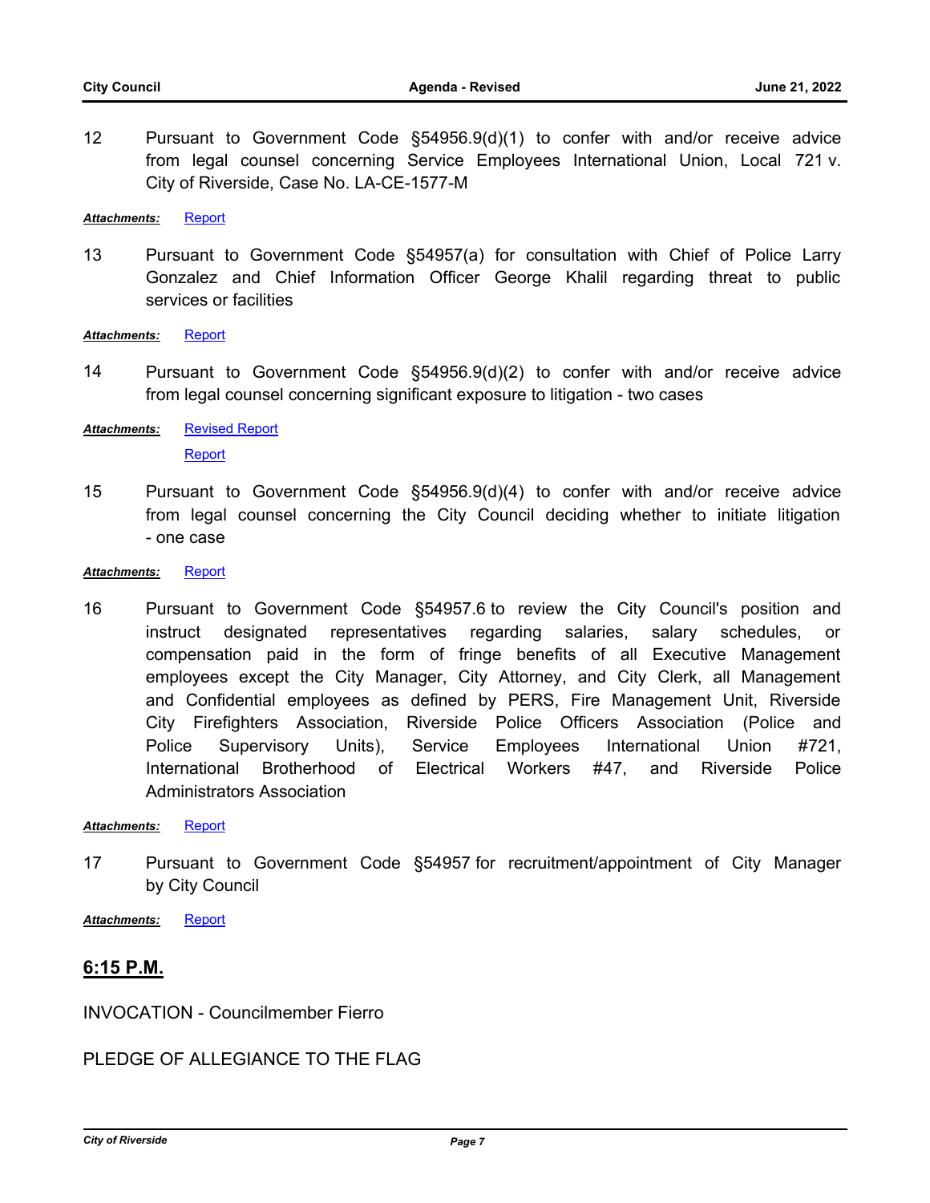12 Pursuant to Government Code §54956.9(d)(1) to confer with and/or receive advice from legal counsel concerning Service Employees International Union, Local 721 v. City of Riverside, Case No. LA-CE-1577-M

***Attachments:*** Report

13 Pursuant to Government Code §54957(a) for consultation with Chief of Police Larry Gonzalez and Chief Information Officer George Khalil regarding threat to public services or facilities

***Attachments:*** Report

14 Pursuant to Government Code §54956.9(d)(2) to confer with and/or receive advice from legal counsel concerning significant exposure to litigation - two cases

***Attachments:*** Revised Report
Report

15 Pursuant to Government Code §54956.9(d)(4) to confer with and/or receive advice from legal counsel concerning the City Council deciding whether to initiate litigation - one case

***Attachments:*** Report

16 Pursuant to Government Code §54957.6 to review the City Council's position and instruct designated representatives regarding salaries, salary schedules, or compensation paid in the form of fringe benefits of all Executive Management employees except the City Manager, City Attorney, and City Clerk, all Management and Confidential employees as defined by PERS, Fire Management Unit, Riverside City Firefighters Association, Riverside Police Officers Association (Police and Police Supervisory Units), Service Employees International Union #721, International Brotherhood of Electrical Workers #47, and Riverside Police Administrators Association

***Attachments:*** Report

17 Pursuant to Government Code §54957 for recruitment/appointment of City Manager by City Council

***Attachments:*** Report

## **6:15 P.M.**

INVOCATION - Councilmember Fierro

PLEDGE OF ALLEGIANCE TO THE FLAG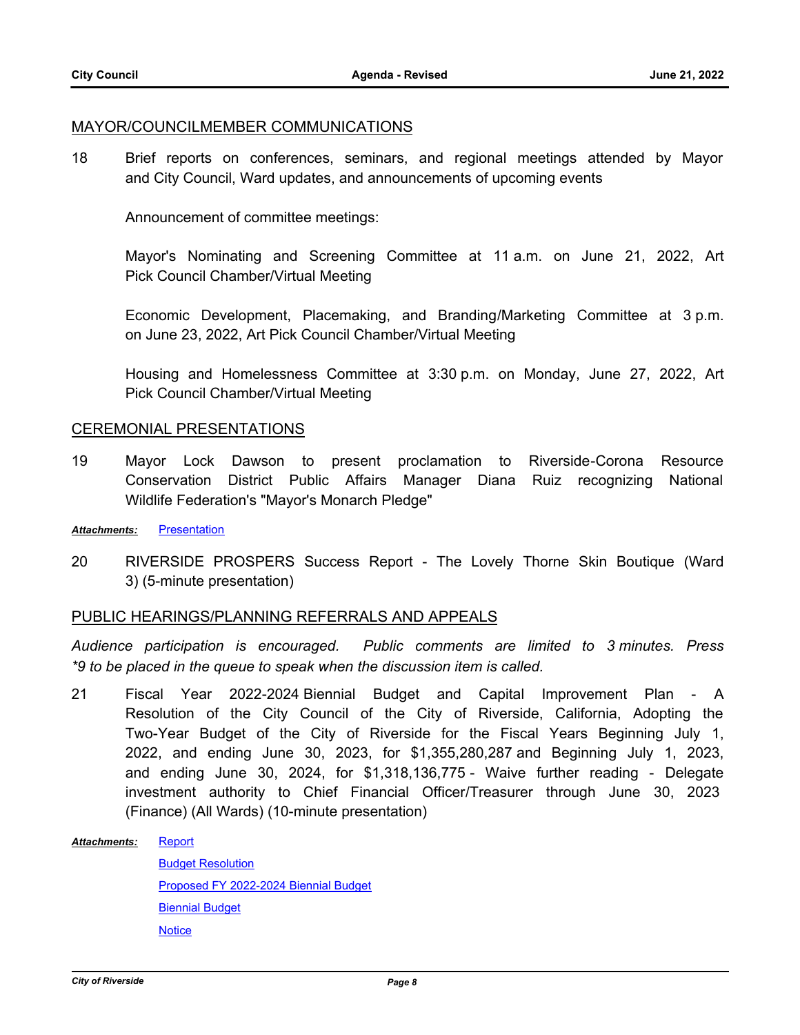## MAYOR/COUNCILMEMBER COMMUNICATIONS

18 Brief reports on conferences, seminars, and regional meetings attended by Mayor and City Council, Ward updates, and announcements of upcoming events

Announcement of committee meetings:

Mayor's Nominating and Screening Committee at 11 a.m. on June 21, 2022, Art Pick Council Chamber/Virtual Meeting

Economic Development, Placemaking, and Branding/Marketing Committee at 3 p.m. on June 23, 2022, Art Pick Council Chamber/Virtual Meeting

Housing and Homelessness Committee at 3:30 p.m. on Monday, June 27, 2022, Art Pick Council Chamber/Virtual Meeting

## CEREMONIAL PRESENTATIONS

19 Mayor Lock Dawson to present proclamation to Riverside-Corona Resource Conservation District Public Affairs Manager Diana Ruiz recognizing National Wildlife Federation's "Mayor's Monarch Pledge"

***Attachments:*** Presentation

20 RIVERSIDE PROSPERS Success Report - The Lovely Thorne Skin Boutique (Ward 3) (5-minute presentation)

## PUBLIC HEARINGS/PLANNING REFERRALS AND APPEALS

*Audience participation is encouraged. Public comments are limited to 3 minutes. Press *9 to be placed in the queue to speak when the discussion item is called.*

21 Fiscal Year 2022-2024 Biennial Budget and Capital Improvement Plan - A Resolution of the City Council of the City of Riverside, California, Adopting the Two-Year Budget of the City of Riverside for the Fiscal Years Beginning July 1, 2022, and ending June 30, 2023, for $1,355,280,287 and Beginning July 1, 2023, and ending June 30, 2024, for $1,318,136,775 - Waive further reading - Delegate investment authority to Chief Financial Officer/Treasurer through June 30, 2023 (Finance) (All Wards) (10-minute presentation)

***Attachments:*** Report

Budget Resolution

Proposed FY 2022-2024 Biennial Budget

Biennial Budget

Notice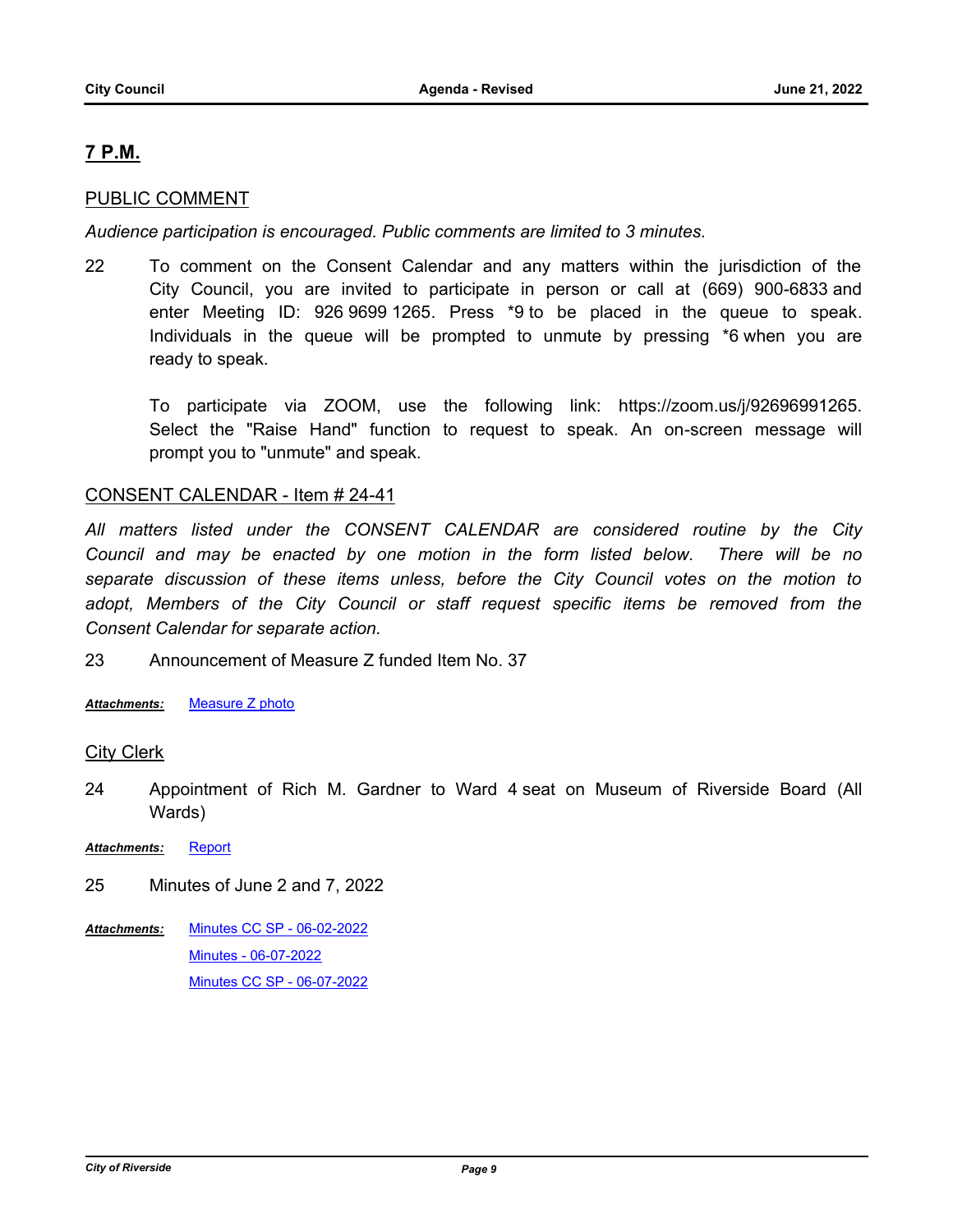## 7 P.M.

PUBLIC COMMENT

*Audience participation is encouraged. Public comments are limited to 3 minutes.*

22 To comment on the Consent Calendar and any matters within the jurisdiction of the City Council, you are invited to participate in person or call at (669) 900-6833 and enter Meeting ID: 926 9699 1265. Press *9 to be placed in the queue to speak. Individuals in the queue will be prompted to unmute by pressing *6 when you are ready to speak.

To participate via ZOOM, use the following link: https://zoom.us/j/92696991265. Select the "Raise Hand" function to request to speak. An on-screen message will prompt you to "unmute" and speak.

CONSENT CALENDAR - Item # 24-41

*All matters listed under the CONSENT CALENDAR are considered routine by the City Council and may be enacted by one motion in the form listed below. There will be no separate discussion of these items unless, before the City Council votes on the motion to adopt, Members of the City Council or staff request specific items be removed from the Consent Calendar for separate action.*

23 Announcement of Measure Z funded Item No. 37

***Attachments:*** Measure Z photo

City Clerk

24 Appointment of Rich M. Gardner to Ward 4 seat on Museum of Riverside Board (All Wards)

***Attachments:*** Report

25 Minutes of June 2 and 7, 2022

***Attachments:*** Minutes CC SP - 06-02-2022
Minutes - 06-07-2022
Minutes CC SP - 06-07-2022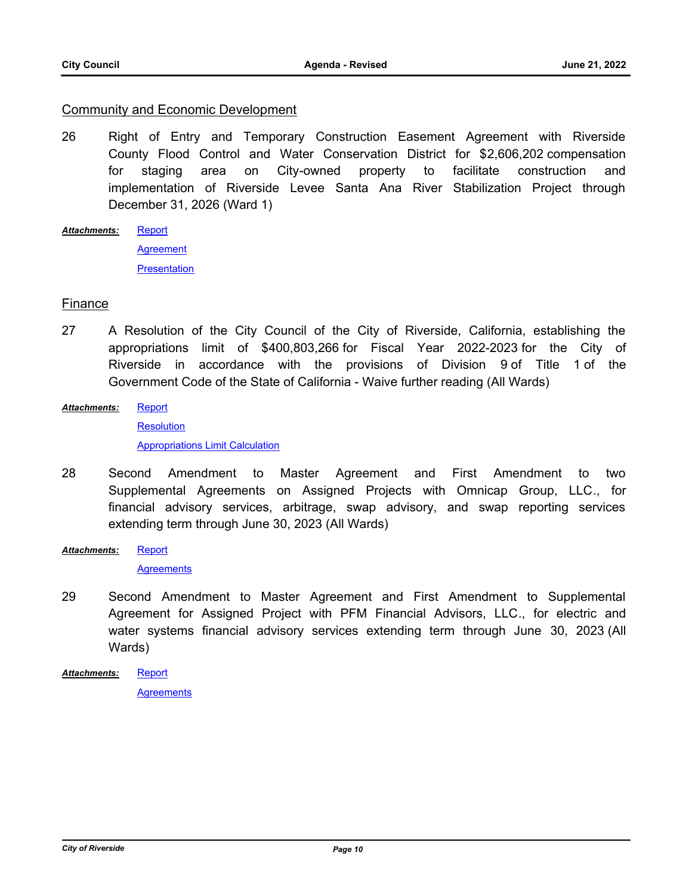## Community and Economic Development

26 Right of Entry and Temporary Construction Easement Agreement with Riverside County Flood Control and Water Conservation District for $2,606,202 compensation for staging area on City-owned property to facilitate construction and implementation of Riverside Levee Santa Ana River Stabilization Project through December 31, 2026 (Ward 1)

***Attachments:*** Report
Agreement
Presentation

## Finance

27 A Resolution of the City Council of the City of Riverside, California, establishing the appropriations limit of $400,803,266 for Fiscal Year 2022-2023 for the City of Riverside in accordance with the provisions of Division 9 of Title 1 of the Government Code of the State of California - Waive further reading (All Wards)

***Attachments:*** Report
Resolution
Appropriations Limit Calculation

28 Second Amendment to Master Agreement and First Amendment to two Supplemental Agreements on Assigned Projects with Omnicap Group, LLC., for financial advisory services, arbitrage, swap advisory, and swap reporting services extending term through June 30, 2023 (All Wards)

***Attachments:*** Report
Agreements

29 Second Amendment to Master Agreement and First Amendment to Supplemental Agreement for Assigned Project with PFM Financial Advisors, LLC., for electric and water systems financial advisory services extending term through June 30, 2023 (All Wards)

***Attachments:*** Report
Agreements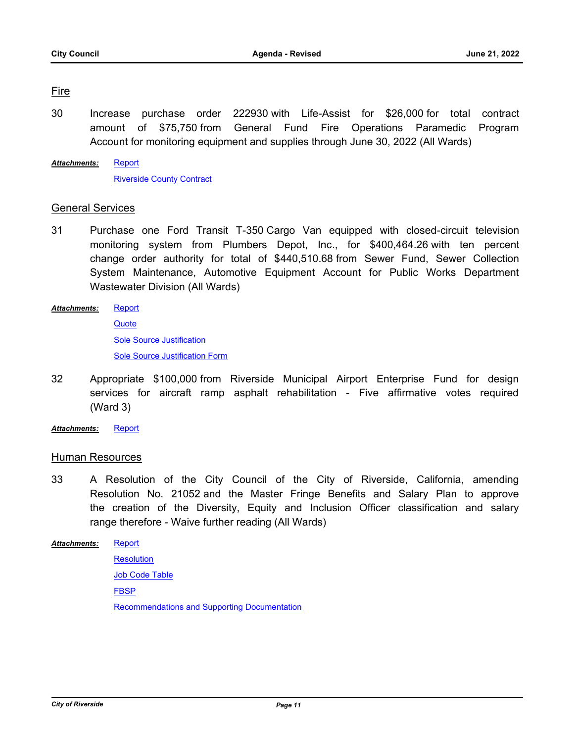## Fire

30 Increase purchase order 222930 with Life-Assist for $26,000 for total contract amount of $75,750 from General Fund Fire Operations Paramedic Program Account for monitoring equipment and supplies through June 30, 2022 (All Wards)

***Attachments:*** Report
Riverside County Contract

## General Services

31 Purchase one Ford Transit T-350 Cargo Van equipped with closed-circuit television monitoring system from Plumbers Depot, Inc., for $400,464.26 with ten percent change order authority for total of $440,510.68 from Sewer Fund, Sewer Collection System Maintenance, Automotive Equipment Account for Public Works Department Wastewater Division (All Wards)

***Attachments:*** Report
Quote
Sole Source Justification
Sole Source Justification Form

32 Appropriate $100,000 from Riverside Municipal Airport Enterprise Fund for design services for aircraft ramp asphalt rehabilitation - Five affirmative votes required (Ward 3)

***Attachments:*** Report

## Human Resources

33 A Resolution of the City Council of the City of Riverside, California, amending Resolution No. 21052 and the Master Fringe Benefits and Salary Plan to approve the creation of the Diversity, Equity and Inclusion Officer classification and salary range therefore - Waive further reading (All Wards)

***Attachments:*** Report
Resolution
Job Code Table
FBSP
Recommendations and Supporting Documentation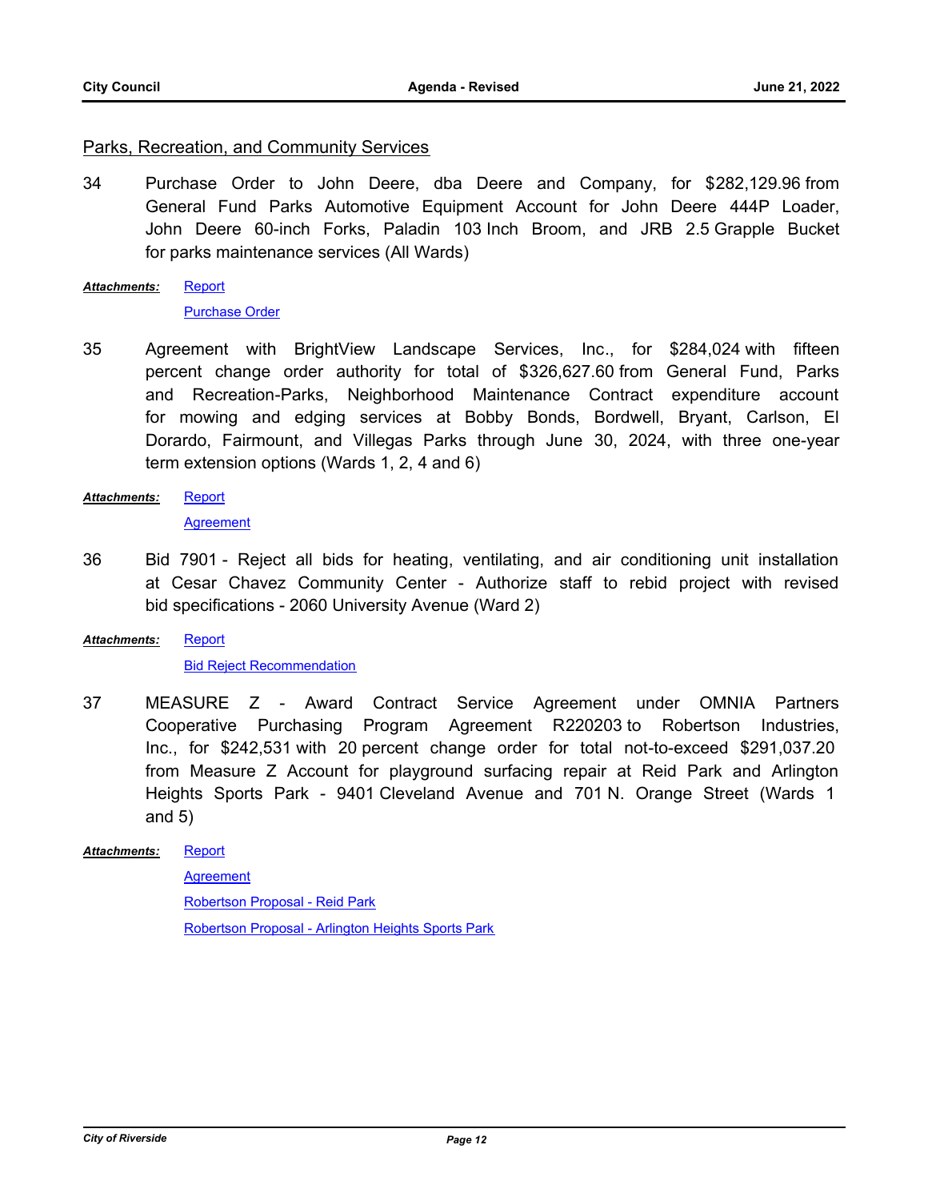## Parks, Recreation, and Community Services

34 Purchase Order to John Deere, dba Deere and Company, for $282,129.96 from General Fund Parks Automotive Equipment Account for John Deere 444P Loader, John Deere 60-inch Forks, Paladin 103 Inch Broom, and JRB 2.5 Grapple Bucket for parks maintenance services (All Wards)

***Attachments:*** Report
Purchase Order

35 Agreement with BrightView Landscape Services, Inc., for $284,024 with fifteen percent change order authority for total of $326,627.60 from General Fund, Parks and Recreation-Parks, Neighborhood Maintenance Contract expenditure account for mowing and edging services at Bobby Bonds, Bordwell, Bryant, Carlson, El Dorado, Fairmount, and Villegas Parks through June 30, 2024, with three one-year term extension options (Wards 1, 2, 4 and 6)

***Attachments:*** Report
Agreement

36 Bid 7901 - Reject all bids for heating, ventilating, and air conditioning unit installation at Cesar Chavez Community Center - Authorize staff to rebid project with revised bid specifications - 2060 University Avenue (Ward 2)

***Attachments:*** Report
Bid Reject Recommendation

37 MEASURE Z - Award Contract Service Agreement under OMNIA Partners Cooperative Purchasing Program Agreement R220203 to Robertson Industries, Inc., for $242,531 with 20 percent change order for total not-to-exceed $291,037.20 from Measure Z Account for playground surfacing repair at Reid Park and Arlington Heights Sports Park - 9401 Cleveland Avenue and 701 N. Orange Street (Wards 1 and 5)

***Attachments:*** Report
Agreement
Robertson Proposal - Reid Park
Robertson Proposal - Arlington Heights Sports Park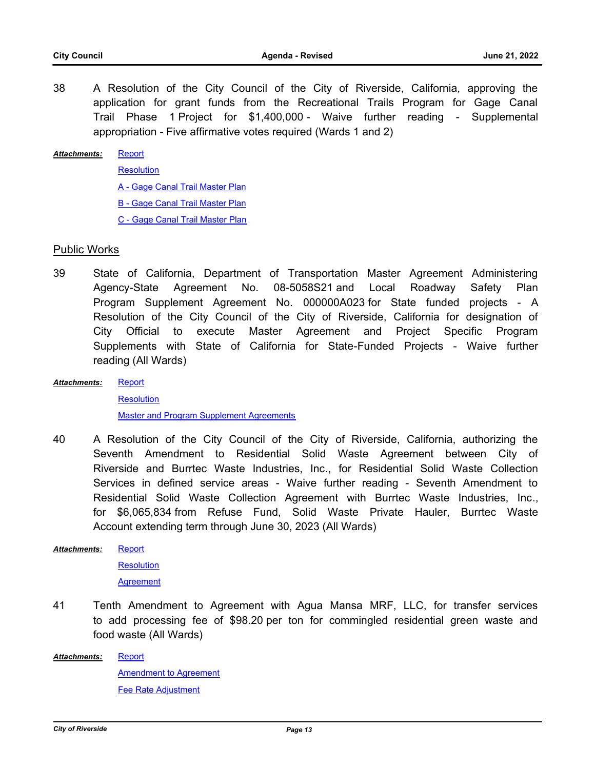38 A Resolution of the City Council of the City of Riverside, California, approving the application for grant funds from the Recreational Trails Program for Gage Canal Trail Phase 1 Project for $1,400,000 - Waive further reading - Supplemental appropriation - Five affirmative votes required (Wards 1 and 2)

***Attachments:*** Report
Resolution
A - Gage Canal Trail Master Plan
B - Gage Canal Trail Master Plan
C - Gage Canal Trail Master Plan

## Public Works

39 State of California, Department of Transportation Master Agreement Administering Agency-State Agreement No. 08-5058S21 and Local Roadway Safety Plan Program Supplement Agreement No. 000000A023 for State funded projects - A Resolution of the City Council of the City of Riverside, California for designation of City Official to execute Master Agreement and Project Specific Program Supplements with State of California for State-Funded Projects - Waive further reading (All Wards)

***Attachments:*** Report
Resolution
Master and Program Supplement Agreements

40 A Resolution of the City Council of the City of Riverside, California, authorizing the Seventh Amendment to Residential Solid Waste Agreement between City of Riverside and Burrtec Waste Industries, Inc., for Residential Solid Waste Collection Services in defined service areas - Waive further reading - Seventh Amendment to Residential Solid Waste Collection Agreement with Burrtec Waste Industries, Inc., for $6,065,834 from Refuse Fund, Solid Waste Private Hauler, Burrtec Waste Account extending term through June 30, 2023 (All Wards)

***Attachments:*** Report
Resolution
Agreement

41 Tenth Amendment to Agreement with Agua Mansa MRF, LLC, for transfer services to add processing fee of $98.20 per ton for commingled residential green waste and food waste (All Wards)

***Attachments:*** Report
Amendment to Agreement
Fee Rate Adjustment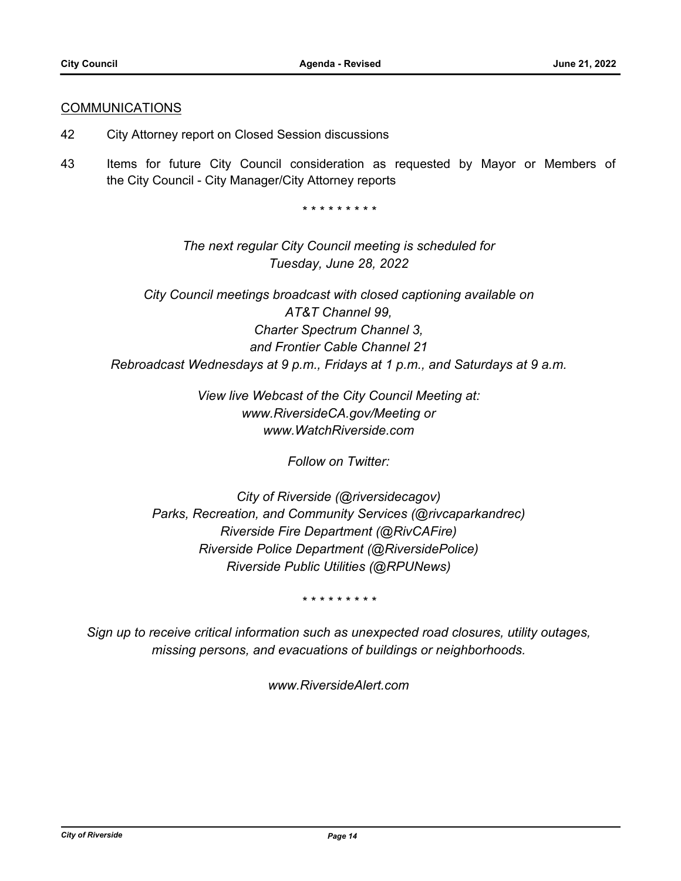COMMUNICATIONS

42 City Attorney report on Closed Session discussions

43 Items for future City Council consideration as requested by Mayor or Members of the City Council - City Manager/City Attorney reports

\* \* \* \* \* \* \* \* \*

*The next regular City Council meeting is scheduled for Tuesday, June 28, 2022*

*City Council meetings broadcast with closed captioning available on*
*AT&T Channel 99,*
*Charter Spectrum Channel 3,*
*and Frontier Cable Channel 21*
*Rebroadcast Wednesdays at 9 p.m., Fridays at 1 p.m., and Saturdays at 9 a.m.*

*View live Webcast of the City Council Meeting at:*
*www.RiversideCA.gov/Meeting or*
*www.WatchRiverside.com*

*Follow on Twitter:*

*City of Riverside (@riversidecagov)*
*Parks, Recreation, and Community Services (@rivcaparkandrec)*
*Riverside Fire Department (@RivCAFire)*
*Riverside Police Department (@RiversidePolice)*
*Riverside Public Utilities (@RPUNews)*

\* \* \* \* \* \* \* \* \*

*Sign up to receive critical information such as unexpected road closures, utility outages, missing persons, and evacuations of buildings or neighborhoods.*

*www.RiversideAlert.com*